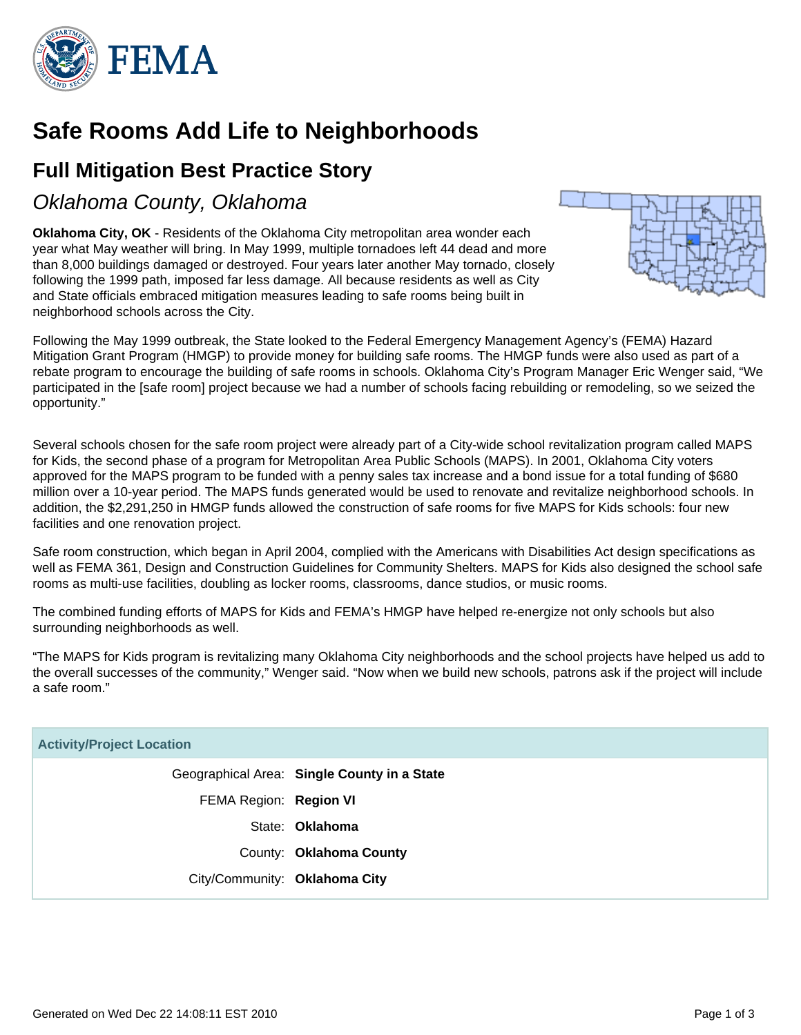# Safe Rooms Add Life to Neighborhoods

## Full Mitigation Best Practice Story

### *Oklahoma County, Oklahoma*

**Oklahoma City, OK** - Residents of the Oklahoma City metropolitan area wonder each year what May weather will bring. In May 1999, multiple tornadoes left 44 dead and more than 8,000 buildings damaged or destroyed. Four years later another May tornado, closely following the 1999 path, imposed far less damage. All because residents as well as City and State officials embraced mitigation measures leading to safe rooms being built in neighborhood schools across the City.

Following the May 1999 outbreak, the State looked to the Federal Emergency Management Agency's (FEMA) Hazard Mitigation Grant Program (HMGP) to provide money for building safe rooms. The HMGP funds were also used as part of a rebate program to encourage the building of safe rooms in schools. Oklahoma City's Program Manager Eric Wenger said, "We participated in the [safe room] project because we had a number of schools facing rebuilding or remodeling, so we seized the opportunity."

Several schools chosen for the safe room project were already part of a City-wide school revitalization program called MAPS for Kids, the second phase of a program for Metropolitan Area Public Schools (MAPS). In 2001, Oklahoma City voters approved for the MAPS program to be funded with a penny sales tax increase and a bond issue for a total funding of $680 million over a 10-year period. The MAPS funds generated would be used to renovate and revitalize neighborhood schools. In addition, the $2,291,250 in HMGP funds allowed the construction of safe rooms for five MAPS for Kids schools: four new facilities and one renovation project.

Safe room construction, which began in April 2004, complied with the Americans with Disabilities Act design specifications as well as FEMA 361, Design and Construction Guidelines for Community Shelters. MAPS for Kids also designed the school safe rooms as multi-use facilities, doubling as locker rooms, classrooms, dance studios, or music rooms.

The combined funding efforts of MAPS for Kids and FEMA's HMGP have helped re-energize not only schools but also surrounding neighborhoods as well.

"The MAPS for Kids program is revitalizing many Oklahoma City neighborhoods and the school projects have helped us add to the overall successes of the community," Wenger said. "Now when we build new schools, patrons ask if the project will include a safe room."

| Activity/Project Location | |
|---|---|
| Geographical Area: | **Single County in a State** |
| FEMA Region: | **Region VI** |
| State: | **Oklahoma** |
| County: | **Oklahoma County** |
| City/Community: | **Oklahoma City** |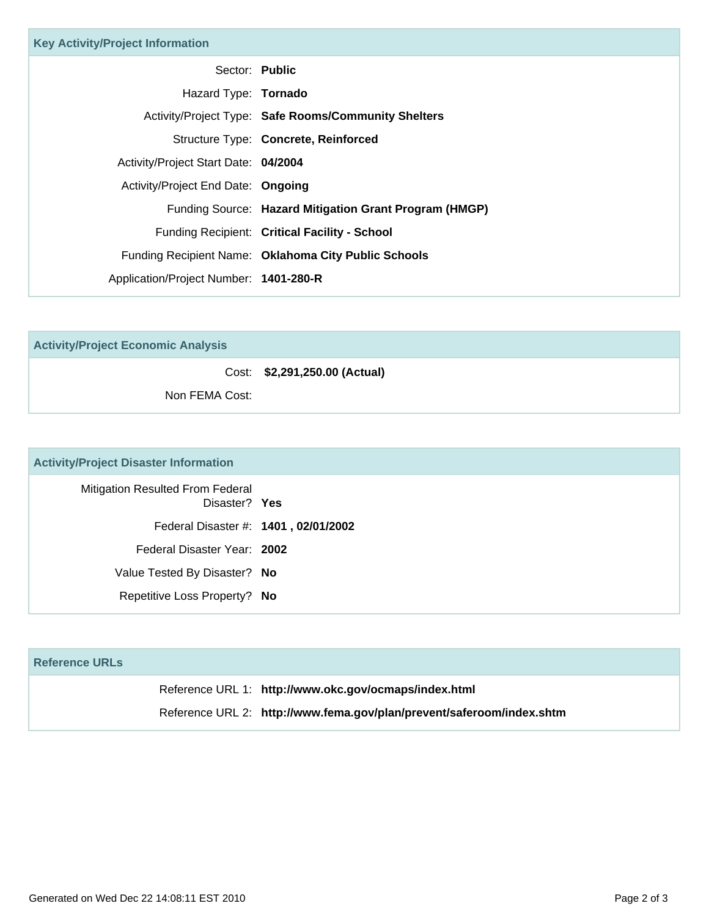## Key Activity/Project Information

Sector: **Public**

Hazard Type: **Tornado**

Activity/Project Type: **Safe Rooms/Community Shelters**

Structure Type: **Concrete, Reinforced**

Activity/Project Start Date: **04/2004**

Activity/Project End Date: **Ongoing**

Funding Source: **Hazard Mitigation Grant Program (HMGP)**

Funding Recipient: **Critical Facility - School**

Funding Recipient Name: **Oklahoma City Public Schools**

Application/Project Number: **1401-280-R**

## Activity/Project Economic Analysis

Cost: **$2,291,250.00 (Actual)**

Non FEMA Cost:

## Activity/Project Disaster Information

Mitigation Resulted From Federal Disaster? **Yes**

Federal Disaster #: **1401 , 02/01/2002**

Federal Disaster Year: **2002**

Value Tested By Disaster? **No**

Repetitive Loss Property? **No**

## Reference URLs

Reference URL 1: **http://www.okc.gov/ocmaps/index.html**

Reference URL 2: **http://www.fema.gov/plan/prevent/saferoom/index.shtm**

Generated on Wed Dec 22 14:08:11 EST 2010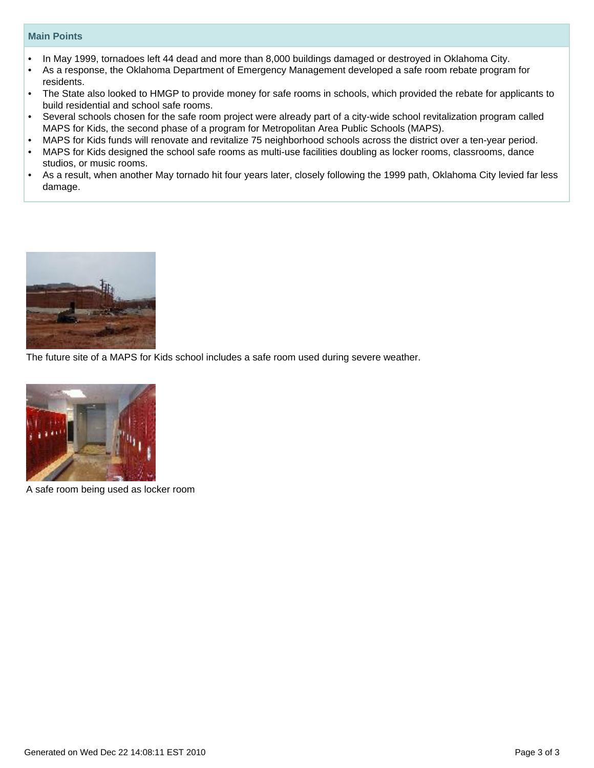### Main Points

- In May 1999, tornadoes left 44 dead and more than 8,000 buildings damaged or destroyed in Oklahoma City.
- As a response, the Oklahoma Department of Emergency Management developed a safe room rebate program for residents.
- The State also looked to HMGP to provide money for safe rooms in schools, which provided the rebate for applicants to build residential and school safe rooms.
- Several schools chosen for the safe room project were already part of a city-wide school revitalization program called MAPS for Kids, the second phase of a program for Metropolitan Area Public Schools (MAPS).
- MAPS for Kids funds will renovate and revitalize 75 neighborhood schools across the district over a ten-year period.
- MAPS for Kids designed the school safe rooms as multi-use facilities doubling as locker rooms, classrooms, dance studios, or music rooms.
- As a result, when another May tornado hit four years later, closely following the 1999 path, Oklahoma City levied far less damage.

The future site of a MAPS for Kids school includes a safe room used during severe weather.

A safe room being used as locker room